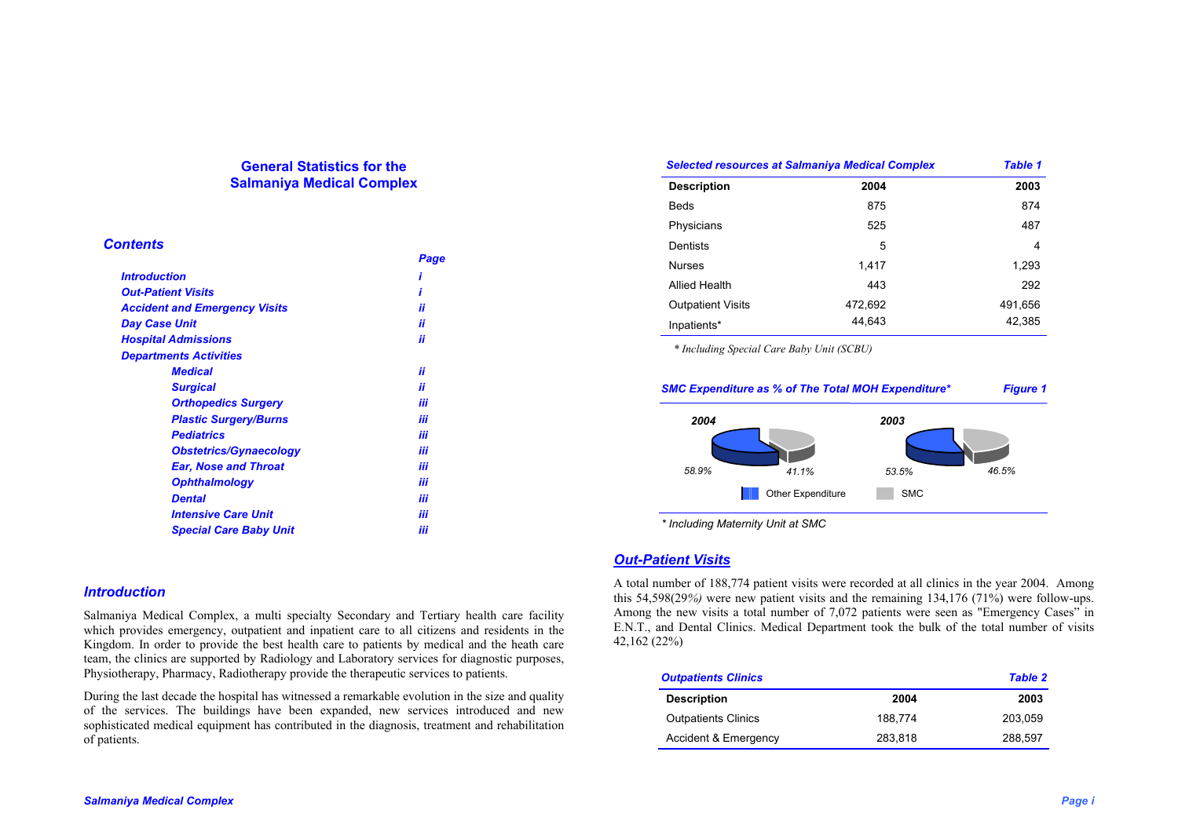# General Statistics for the Salmaniya Medical Complex

## Contents

| | Page |
|---|---|
| Introduction | i |
| Out-Patient Visits | i |
| Accident and Emergency Visits | ii |
| Day Case Unit | ii |
| Hospital Admissions | ii |
| Departments Activities | |
| Medical | ii |
| Surgical | ii |
| Orthopedics Surgery | iii |
| Plastic Surgery/Burns | iii |
| Pediatrics | iii |
| Obstetrics/Gynaecology | iii |
| Ear, Nose and Throat | iii |
| Ophthalmology | iii |
| Dental | iii |
| Intensive Care Unit | iii |
| Special Care Baby Unit | iii |

## Introduction

Salmaniya Medical Complex, a multi specialty Secondary and Tertiary health care facility which provides emergency, outpatient and inpatient care to all citizens and residents in the Kingdom. In order to provide the best health care to patients by medical and the heath care team, the clinics are supported by Radiology and Laboratory services for diagnostic purposes, Physiotherapy, Pharmacy, Radiotherapy provide the therapeutic services to patients.

During the last decade the hospital has witnessed a remarkable evolution in the size and quality of the services. The buildings have been expanded, new services introduced and new sophisticated medical equipment has contributed in the diagnosis, treatment and rehabilitation of patients.

*Selected resources at Salmaniya Medical Complex* — *Table 1*

| Description | 2004 | 2003 |
|---|---|---|
| Beds | 875 | 874 |
| Physicians | 525 | 487 |
| Dentists | 5 | 4 |
| Nurses | 1,417 | 1,293 |
| Allied Health | 443 | 292 |
| Outpatient Visits | 472,692 | 491,656 |
| Inpatients* | 44,643 | 42,385 |

*\* Including Special Care Baby Unit (SCBU)*

*SMC Expenditure as % of The Total MOH Expenditure\** — *Figure 1*

| | Other Expenditure | SMC |
|---|---|---|
| 2004 | 58.9% | 41.1% |
| 2003 | 53.5% | 46.5% |

*\* Including Maternity Unit at SMC*

## Out-Patient Visits

A total number of 188,774 patient visits were recorded at all clinics in the year 2004. Among this 54,598(29*%)* were new patient visits and the remaining 134,176 (71%) were follow-ups. Among the new visits a total number of 7,072 patients were seen as "Emergency Cases" in E.N.T., and Dental Clinics. Medical Department took the bulk of the total number of visits 42,162 (22%)

*Outpatients Clinics* — *Table 2*

| Description | 2004 | 2003 |
|---|---|---|
| Outpatients Clinics | 188,774 | 203,059 |
| Accident & Emergency | 283,818 | 288,597 |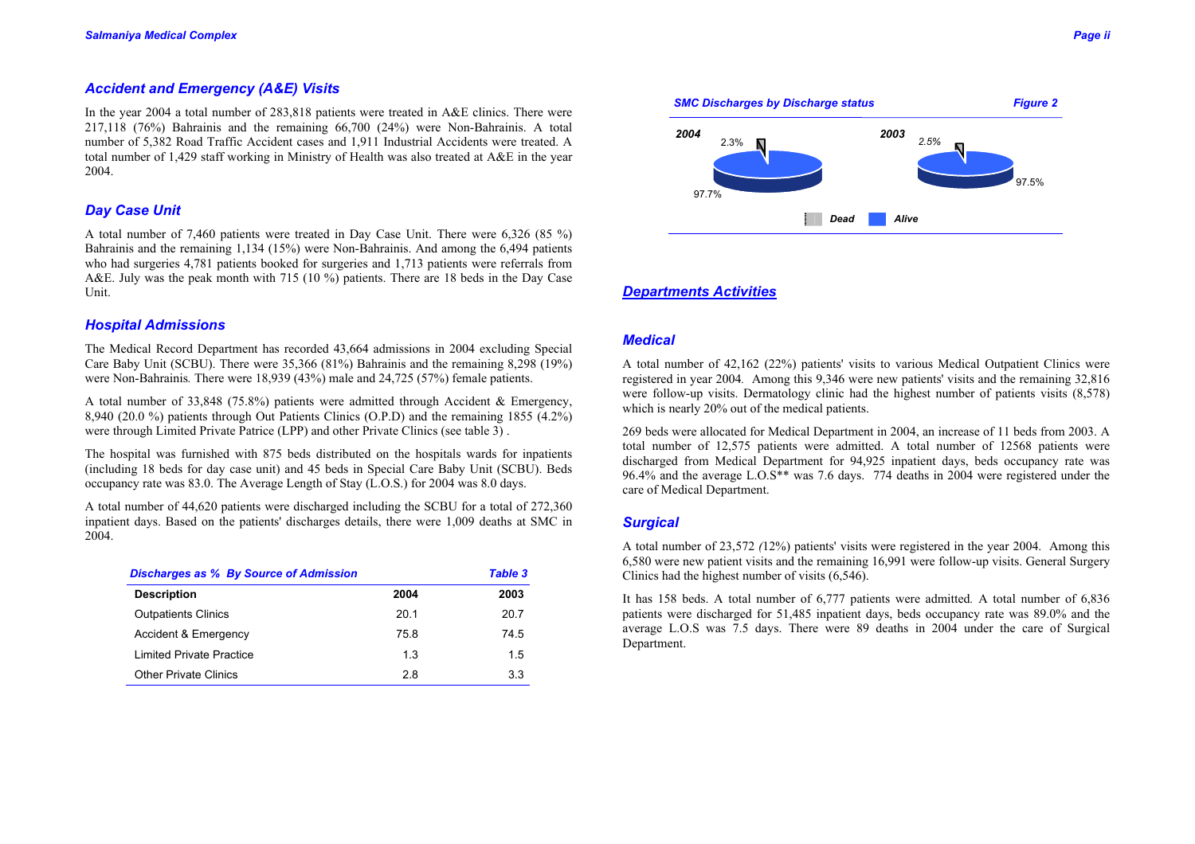## Accident and Emergency (A&E) Visits

In the year 2004 a total number of 283,818 patients were treated in A&E clinics. There were 217,118 (76%) Bahrainis and the remaining 66,700 (24%) were Non-Bahrainis. A total number of 5,382 Road Traffic Accident cases and 1,911 Industrial Accidents were treated. A total number of 1,429 staff working in Ministry of Health was also treated at A&E in the year 2004.

## Day Case Unit

A total number of 7,460 patients were treated in Day Case Unit. There were 6,326 (85 %) Bahrainis and the remaining 1,134 (15%) were Non-Bahrainis. And among the 6,494 patients who had surgeries 4,781 patients booked for surgeries and 1,713 patients were referrals from A&E. July was the peak month with 715 (10 %) patients. There are 18 beds in the Day Case Unit.

## Hospital Admissions

The Medical Record Department has recorded 43,664 admissions in 2004 excluding Special Care Baby Unit (SCBU). There were 35,366 (81%) Bahrainis and the remaining 8,298 (19%) were Non-Bahrainis. There were 18,939 (43%) male and 24,725 (57%) female patients.

A total number of 33,848 (75.8%) patients were admitted through Accident & Emergency, 8,940 (20.0 %) patients through Out Patients Clinics (O.P.D) and the remaining 1855 (4.2%) were through Limited Private Patrice (LPP) and other Private Clinics (see table 3) .

The hospital was furnished with 875 beds distributed on the hospitals wards for inpatients (including 18 beds for day case unit) and 45 beds in Special Care Baby Unit (SCBU). Beds occupancy rate was 83.0. The Average Length of Stay (L.O.S.) for 2004 was 8.0 days.

A total number of 44,620 patients were discharged including the SCBU for a total of 272,360 inpatient days. Based on the patients' discharges details, there were 1,009 deaths at SMC in 2004.

*Discharges as % By Source of Admission* — *Table 3*

| Description | 2004 | 2003 |
|---|---|---|
| Outpatients Clinics | 20.1 | 20.7 |
| Accident & Emergency | 75.8 | 74.5 |
| Limited Private Practice | 1.3 | 1.5 |
| Other Private Clinics | 2.8 | 3.3 |

*SMC Discharges by Discharge status* — *Figure 2*

| | Dead | Alive |
|---|---|---|
| 2004 | 2.3% | 97.7% |
| 2003 | 2.5% | 97.5% |

## Departments Activities

### Medical

A total number of 42,162 (22%) patients' visits to various Medical Outpatient Clinics were registered in year 2004. Among this 9,346 were new patients' visits and the remaining 32,816 were follow-up visits. Dermatology clinic had the highest number of patients visits (8,578) which is nearly 20% out of the medical patients.

269 beds were allocated for Medical Department in 2004, an increase of 11 beds from 2003. A total number of 12,575 patients were admitted. A total number of 12568 patients were discharged from Medical Department for 94,925 inpatient days, beds occupancy rate was 96.4% and the average L.O.S** was 7.6 days. 774 deaths in 2004 were registered under the care of Medical Department.

### Surgical

A total number of 23,572 (12%) patients' visits were registered in the year 2004. Among this 6,580 were new patient visits and the remaining 16,991 were follow-up visits. General Surgery Clinics had the highest number of visits (6,546).

It has 158 beds. A total number of 6,777 patients were admitted. A total number of 6,836 patients were discharged for 51,485 inpatient days, beds occupancy rate was 89.0% and the average L.O.S was 7.5 days. There were 89 deaths in 2004 under the care of Surgical Department.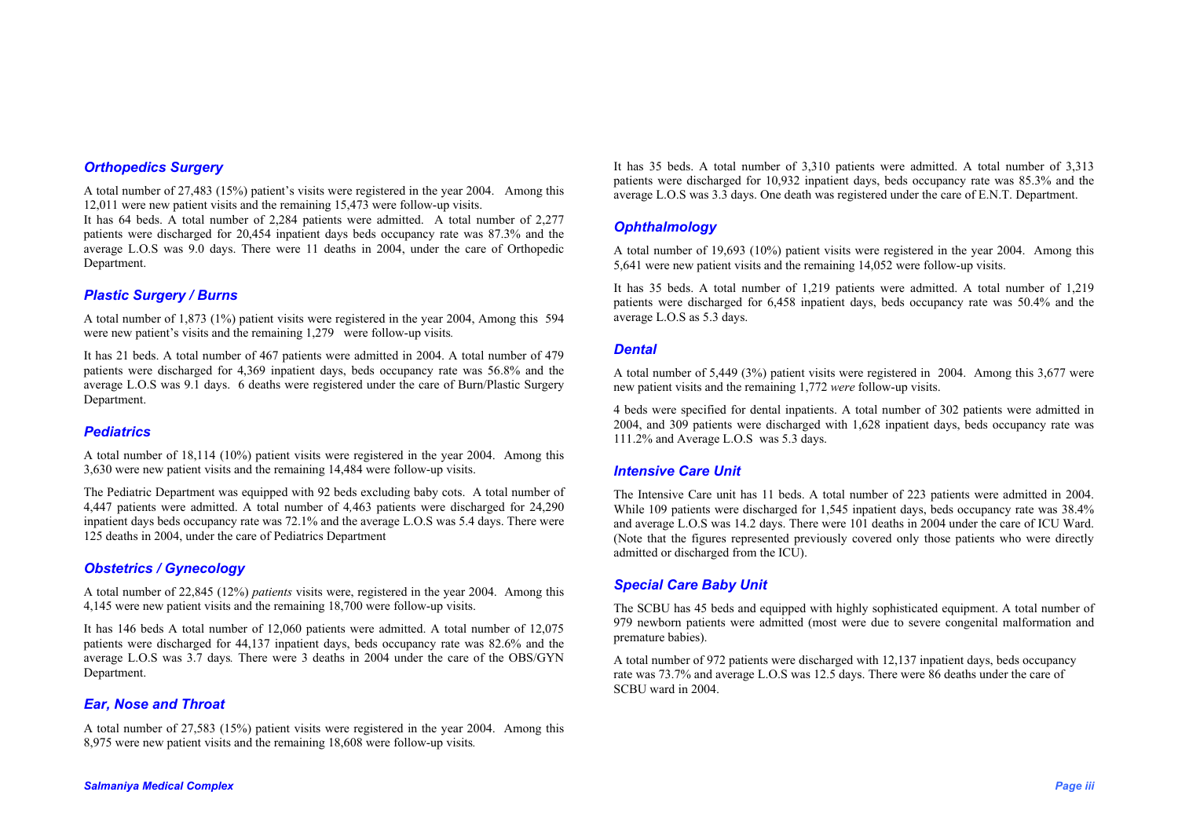### *Orthopedics Surgery*

A total number of 27,483 (15%) patient's visits were registered in the year 2004. Among this 12,011 were new patient visits and the remaining 15,473 were follow-up visits.
It has 64 beds. A total number of 2,284 patients were admitted. A total number of 2,277 patients were discharged for 20,454 inpatient days beds occupancy rate was 87.3% and the average L.O.S was 9.0 days. There were 11 deaths in 2004, under the care of Orthopedic Department.

### *Plastic Surgery / Burns*

A total number of 1,873 (1%) patient visits were registered in the year 2004, Among this 594 were new patient's visits and the remaining 1,279 were follow-up visits.

It has 21 beds. A total number of 467 patients were admitted in 2004. A total number of 479 patients were discharged for 4,369 inpatient days, beds occupancy rate was 56.8% and the average L.O.S was 9.1 days. 6 deaths were registered under the care of Burn/Plastic Surgery Department.

### *Pediatrics*

A total number of 18,114 (10%) patient visits were registered in the year 2004. Among this 3,630 were new patient visits and the remaining 14,484 were follow-up visits.

The Pediatric Department was equipped with 92 beds excluding baby cots. A total number of 4,447 patients were admitted. A total number of 4,463 patients were discharged for 24,290 inpatient days beds occupancy rate was 72.1% and the average L.O.S was 5.4 days. There were 125 deaths in 2004, under the care of Pediatrics Department

### *Obstetrics / Gynecology*

A total number of 22,845 (12%) *patients* visits were, registered in the year 2004. Among this 4,145 were new patient visits and the remaining 18,700 were follow-up visits.

It has 146 beds A total number of 12,060 patients were admitted. A total number of 12,075 patients were discharged for 44,137 inpatient days, beds occupancy rate was 82.6% and the average L.O.S was 3.7 days. There were 3 deaths in 2004 under the care of the OBS/GYN Department.

### *Ear, Nose and Throat*

A total number of 27,583 (15%) patient visits were registered in the year 2004. Among this 8,975 were new patient visits and the remaining 18,608 were follow-up visits.

It has 35 beds. A total number of 3,310 patients were admitted. A total number of 3,313 patients were discharged for 10,932 inpatient days, beds occupancy rate was 85.3% and the average L.O.S was 3.3 days. One death was registered under the care of E.N.T. Department.

### *Ophthalmology*

A total number of 19,693 (10%) patient visits were registered in the year 2004. Among this 5,641 were new patient visits and the remaining 14,052 were follow-up visits.

It has 35 beds. A total number of 1,219 patients were admitted. A total number of 1,219 patients were discharged for 6,458 inpatient days, beds occupancy rate was 50.4% and the average L.O.S as 5.3 days.

### *Dental*

A total number of 5,449 (3%) patient visits were registered in 2004. Among this 3,677 were new patient visits and the remaining 1,772 *were* follow-up visits.

4 beds were specified for dental inpatients. A total number of 302 patients were admitted in 2004, and 309 patients were discharged with 1,628 inpatient days, beds occupancy rate was 111.2% and Average L.O.S was 5.3 days.

### *Intensive Care Unit*

The Intensive Care unit has 11 beds. A total number of 223 patients were admitted in 2004. While 109 patients were discharged for 1,545 inpatient days, beds occupancy rate was 38.4% and average L.O.S was 14.2 days. There were 101 deaths in 2004 under the care of ICU Ward. (Note that the figures represented previously covered only those patients who were directly admitted or discharged from the ICU).

### *Special Care Baby Unit*

The SCBU has 45 beds and equipped with highly sophisticated equipment. A total number of 979 newborn patients were admitted (most were due to severe congenital malformation and premature babies).

A total number of 972 patients were discharged with 12,137 inpatient days, beds occupancy rate was 73.7% and average L.O.S was 12.5 days. There were 86 deaths under the care of SCBU ward in 2004.